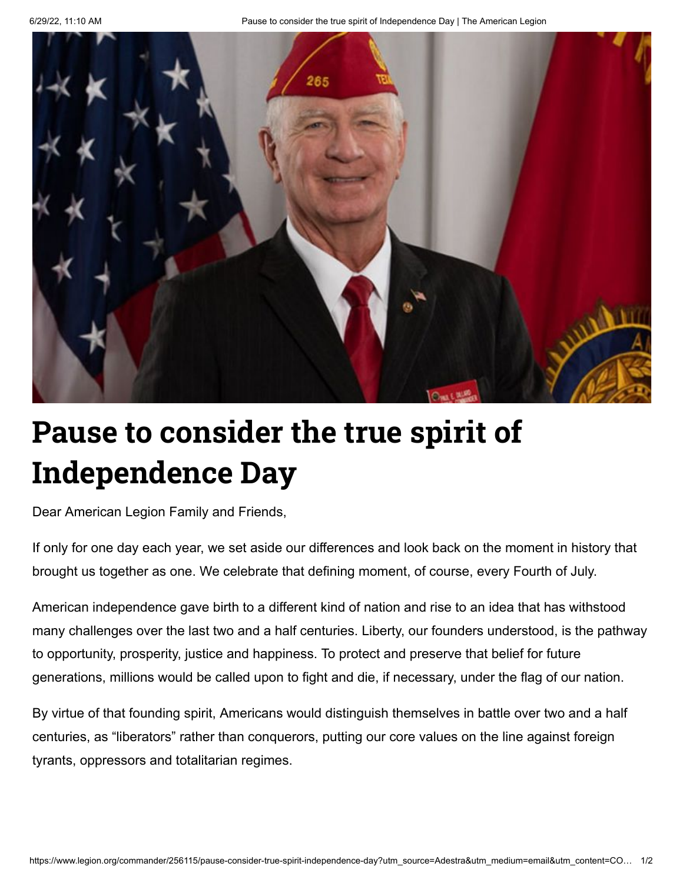# Pause to consider the true spirit of Independence Day

Dear American Legion Family and Friends,

If only for one day each year, we set aside our differences and look back on the moment in history that brought us together as one. We celebrate that defining moment, of course, every Fourth of July.

American independence gave birth to a different kind of nation and rise to an idea that has withstood many challenges over the last two and a half centuries. Liberty, our founders understood, is the pathway to opportunity, prosperity, justice and happiness. To protect and preserve that belief for future generations, millions would be called upon to fight and die, if necessary, under the flag of our nation.

By virtue of that founding spirit, Americans would distinguish themselves in battle over two and a half centuries, as "liberators" rather than conquerors, putting our core values on the line against foreign tyrants, oppressors and totalitarian regimes.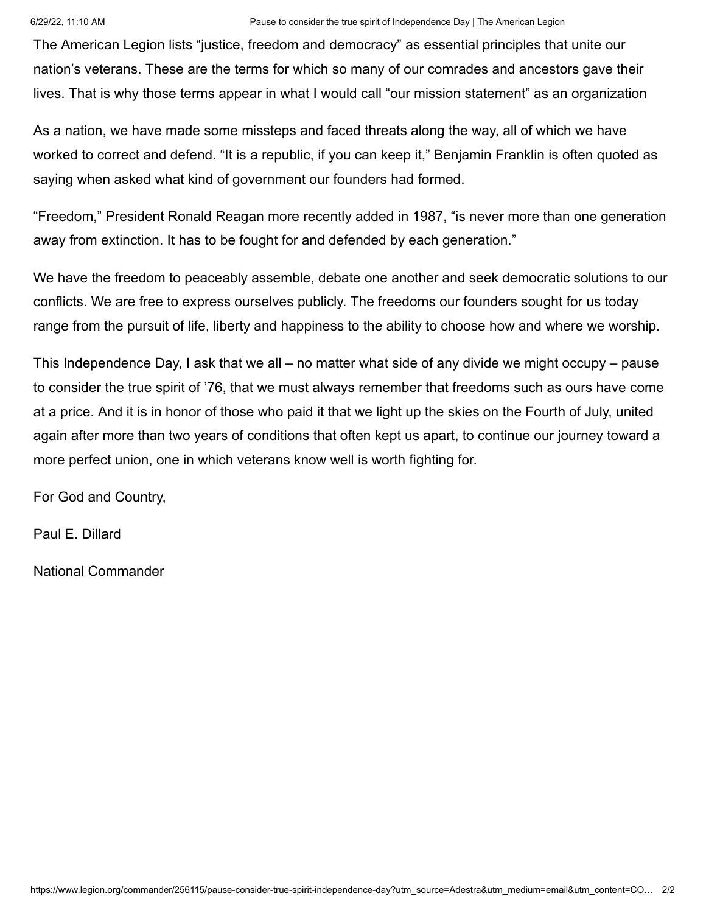The American Legion lists “justice, freedom and democracy” as essential principles that unite our nation’s veterans. These are the terms for which so many of our comrades and ancestors gave their lives. That is why those terms appear in what I would call “our mission statement” as an organization

As a nation, we have made some missteps and faced threats along the way, all of which we have worked to correct and defend. “It is a republic, if you can keep it,” Benjamin Franklin is often quoted as saying when asked what kind of government our founders had formed.

“Freedom,” President Ronald Reagan more recently added in 1987, “is never more than one generation away from extinction. It has to be fought for and defended by each generation.”

We have the freedom to peaceably assemble, debate one another and seek democratic solutions to our conflicts. We are free to express ourselves publicly. The freedoms our founders sought for us today range from the pursuit of life, liberty and happiness to the ability to choose how and where we worship.

This Independence Day, I ask that we all – no matter what side of any divide we might occupy – pause to consider the true spirit of ’76, that we must always remember that freedoms such as ours have come at a price. And it is in honor of those who paid it that we light up the skies on the Fourth of July, united again after more than two years of conditions that often kept us apart, to continue our journey toward a more perfect union, one in which veterans know well is worth fighting for.

For God and Country,

Paul E. Dillard

National Commander